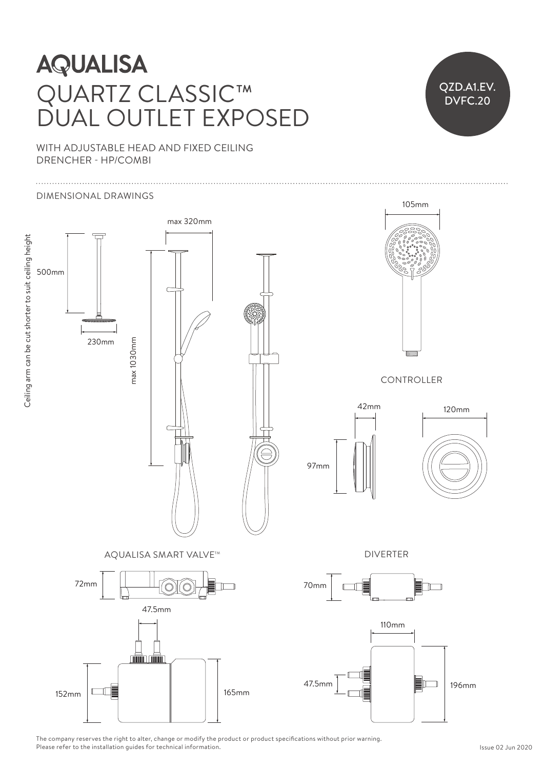# AQUALISA

# QUARTZ CLASSIC™ DUAL OUTLET EXPOSED

QZD.A1.EV. DVFC.20

WITH ADJUSTABLE HEAD AND FIXED CEILING DRENCHER - HP/COMBI

## DIMENSIONAL DRAWINGS

Ceiling arm can be cut shorter to suit ceiling height

500mm

230mm

max 320mm

max 1030mm

105mm

CONTROLLER

42mm

120mm

97mm

AQUALISA SMART VALVE™

72mm

47.5mm

152mm

165mm

DIVERTER

70mm

110mm

47.5mm

196mm

The company reserves the right to alter, change or modify the product or product specifications without prior warning.
Please refer to the installation guides for technical information.

Issue 02 Jun 2020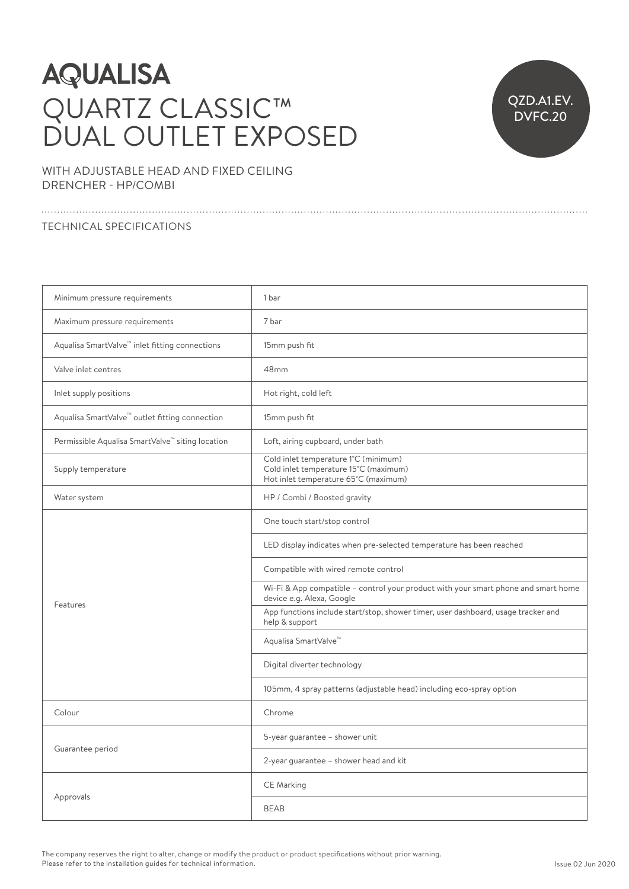# AQUALISA

# QUARTZ CLASSIC™ DUAL OUTLET EXPOSED

QZD.A1.EV.DVFC.20

WITH ADJUSTABLE HEAD AND FIXED CEILING DRENCHER - HP/COMBI

TECHNICAL SPECIFICATIONS

| | |
|---|---|
| Minimum pressure requirements | 1 bar |
| Maximum pressure requirements | 7 bar |
| Aqualisa SmartValve™ inlet fitting connections | 15mm push fit |
| Valve inlet centres | 48mm |
| Inlet supply positions | Hot right, cold left |
| Aqualisa SmartValve™ outlet fitting connection | 15mm push fit |
| Permissible Aqualisa SmartValve™ siting location | Loft, airing cupboard, under bath |
| Supply temperature | Cold inlet temperature 1°C (minimum)<br>Cold inlet temperature 15°C (maximum)<br>Hot inlet temperature 65°C (maximum) |
| Water system | HP / Combi / Boosted gravity |
| Features | One touch start/stop control |
| | LED display indicates when pre-selected temperature has been reached |
| | Compatible with wired remote control |
| | Wi-Fi & App compatible – control your product with your smart phone and smart home device e.g. Alexa, Google |
| | App functions include start/stop, shower timer, user dashboard, usage tracker and help & support |
| | Aqualisa SmartValve™ |
| | Digital diverter technology |
| | 105mm, 4 spray patterns (adjustable head) including eco-spray option |
| Colour | Chrome |
| Guarantee period | 5-year guarantee – shower unit |
| | 2-year guarantee – shower head and kit |
| Approvals | CE Marking |
| | BEAB |

The company reserves the right to alter, change or modify the product or product specifications without prior warning.
Please refer to the installation guides for technical information.

Issue 02 Jun 2020